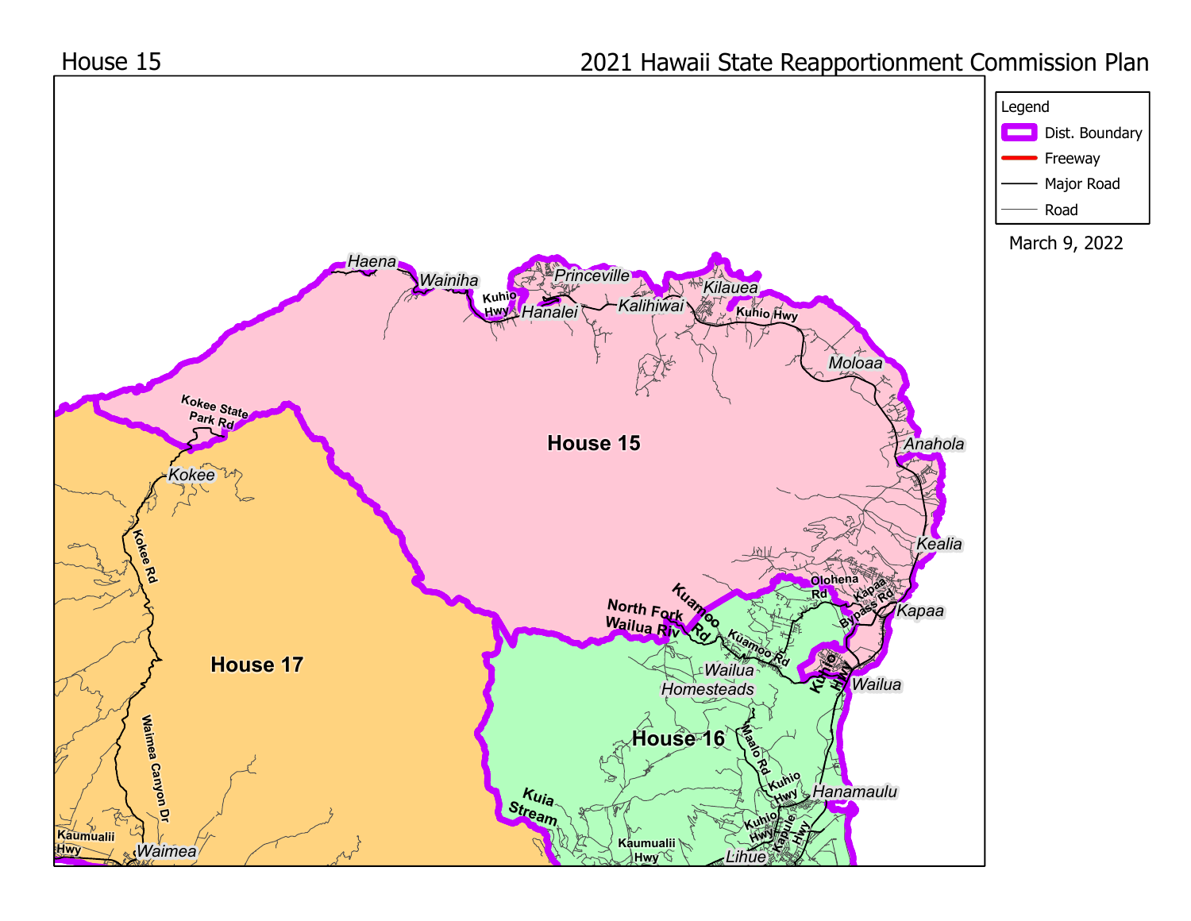House 15

2021 Hawaii State Reapportionment Commission Plan

Legend

- Dist. Boundary
- Freeway
- Major Road
- Road

March 9, 2022

House 15

House 16

House 17

Haena, Wainiha, Princeville, Hanalei, Kalihiwai, Kilauea, Moloaa, Anahola, Kealia, Kapaa, Wailua, Wailua Homesteads, Hanamaulu, Lihue, Kokee, Waimea

Kuhio Hwy, Kokee State Park Rd, Kokee Rd, Waimea Canyon Dr, Kaumualii Hwy, Kuamoo Rd, North Fork Wailua Riv, Olohena Rd, Kapaa Bypass Rd, Maalo Rd, Kapule Hwy, Kuia Stream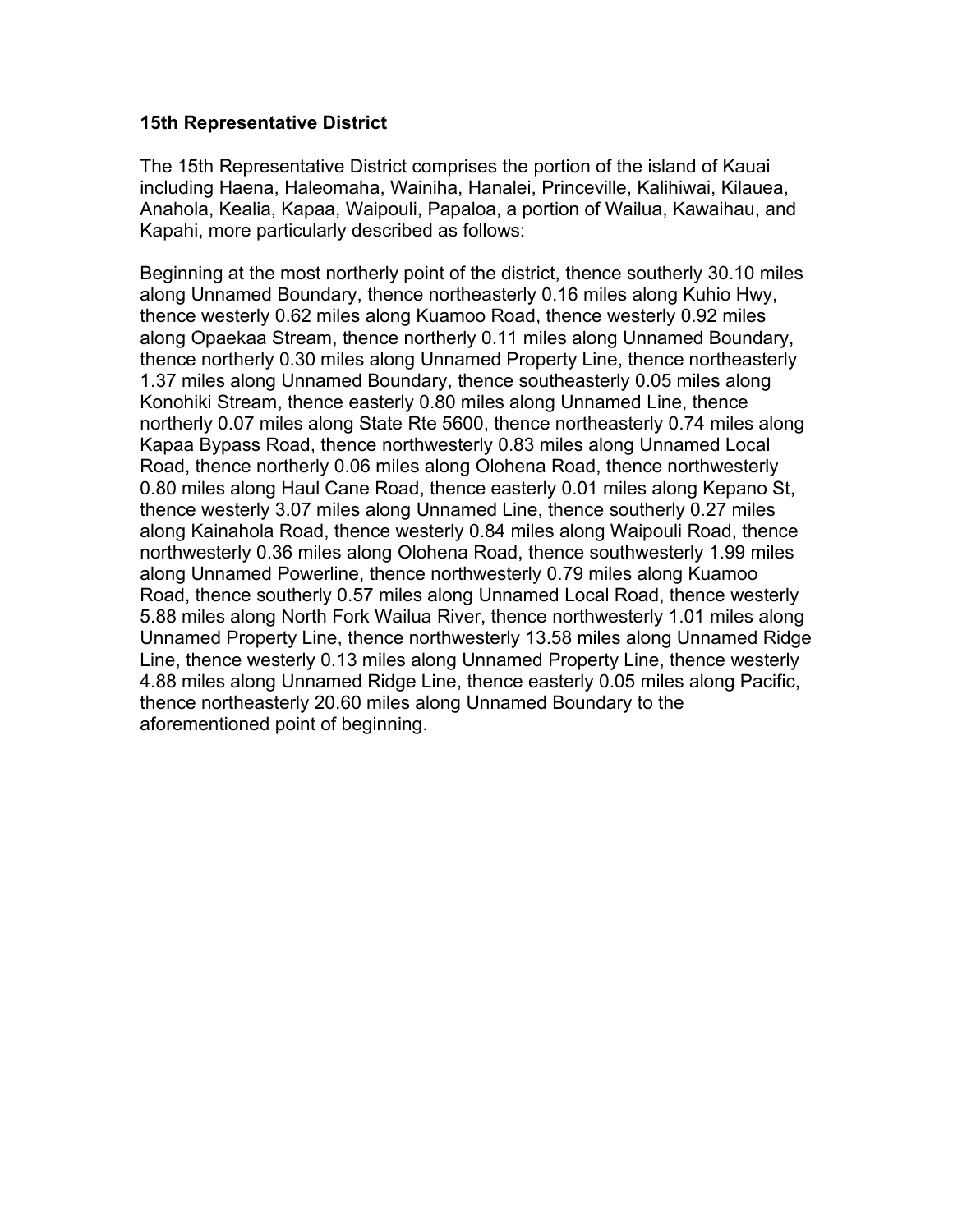**15th Representative District**

The 15th Representative District comprises the portion of the island of Kauai including Haena, Haleomaha, Wainiha, Hanalei, Princeville, Kalihiwai, Kilauea, Anahola, Kealia, Kapaa, Waipouli, Papaloa, a portion of Wailua, Kawaihau, and Kapahi, more particularly described as follows:

Beginning at the most northerly point of the district, thence southerly 30.10 miles along Unnamed Boundary, thence northeasterly 0.16 miles along Kuhio Hwy, thence westerly 0.62 miles along Kuamoo Road, thence westerly 0.92 miles along Opaekaa Stream, thence northerly 0.11 miles along Unnamed Boundary, thence northerly 0.30 miles along Unnamed Property Line, thence northeasterly 1.37 miles along Unnamed Boundary, thence southeasterly 0.05 miles along Konohiki Stream, thence easterly 0.80 miles along Unnamed Line, thence northerly 0.07 miles along State Rte 5600, thence northeasterly 0.74 miles along Kapaa Bypass Road, thence northwesterly 0.83 miles along Unnamed Local Road, thence northerly 0.06 miles along Olohena Road, thence northwesterly 0.80 miles along Haul Cane Road, thence easterly 0.01 miles along Kepano St, thence westerly 3.07 miles along Unnamed Line, thence southerly 0.27 miles along Kainahola Road, thence westerly 0.84 miles along Waipouli Road, thence northwesterly 0.36 miles along Olohena Road, thence southwesterly 1.99 miles along Unnamed Powerline, thence northwesterly 0.79 miles along Kuamoo Road, thence southerly 0.57 miles along Unnamed Local Road, thence westerly 5.88 miles along North Fork Wailua River, thence northwesterly 1.01 miles along Unnamed Property Line, thence northwesterly 13.58 miles along Unnamed Ridge Line, thence westerly 0.13 miles along Unnamed Property Line, thence westerly 4.88 miles along Unnamed Ridge Line, thence easterly 0.05 miles along Pacific, thence northeasterly 20.60 miles along Unnamed Boundary to the aforementioned point of beginning.